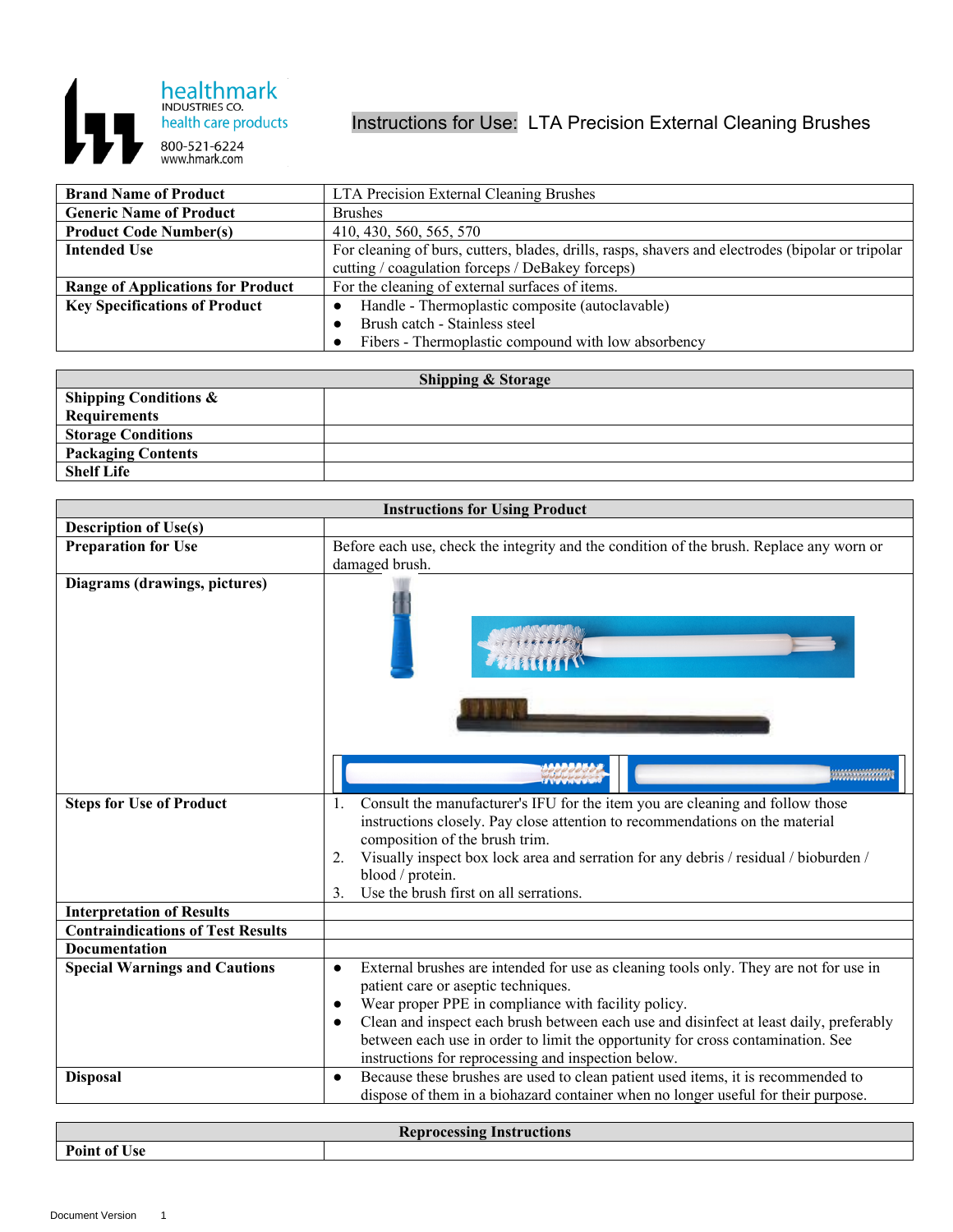healthmark INDUSTRIES CO.
health care products
800-521-6224
www.hmark.com

# Instructions for Use: LTA Precision External Cleaning Brushes

| | |
|---|---|
| **Brand Name of Product** | LTA Precision External Cleaning Brushes |
| **Generic Name of Product** | Brushes |
| **Product Code Number(s)** | 410, 430, 560, 565, 570 |
| **Intended Use** | For cleaning of burs, cutters, blades, drills, rasps, shavers and electrodes (bipolar or tripolar cutting / coagulation forceps / DeBakey forceps) |
| **Range of Applications for Product** | For the cleaning of external surfaces of items. |
| **Key Specifications of Product** | ● Handle - Thermoplastic composite (autoclavable)<br>● Brush catch - Stainless steel<br>● Fibers - Thermoplastic compound with low absorbency |

| **Shipping & Storage** | |
|---|---|
| **Shipping Conditions & Requirements** | |
| **Storage Conditions** | |
| **Packaging Contents** | |
| **Shelf Life** | |

| **Instructions for Using Product** | |
|---|---|
| **Description of Use(s)** | |
| **Preparation for Use** | Before each use, check the integrity and the condition of the brush. Replace any worn or damaged brush. |
| **Diagrams (drawings, pictures)** | |
| **Steps for Use of Product** | 1. Consult the manufacturer's IFU for the item you are cleaning and follow those instructions closely. Pay close attention to recommendations on the material composition of the brush trim.<br>2. Visually inspect box lock area and serration for any debris / residual / bioburden / blood / protein.<br>3. Use the brush first on all serrations. |
| **Interpretation of Results** | |
| **Contraindications of Test Results** | |
| **Documentation** | |
| **Special Warnings and Cautions** | ● External brushes are intended for use as cleaning tools only. They are not for use in patient care or aseptic techniques.<br>● Wear proper PPE in compliance with facility policy.<br>● Clean and inspect each brush between each use and disinfect at least daily, preferably between each use in order to limit the opportunity for cross contamination. See instructions for reprocessing and inspection below. |
| **Disposal** | ● Because these brushes are used to clean patient used items, it is recommended to dispose of them in a biohazard container when no longer useful for their purpose. |

| **Reprocessing Instructions** | |
|---|---|
| **Point of Use** | |

Document Version 1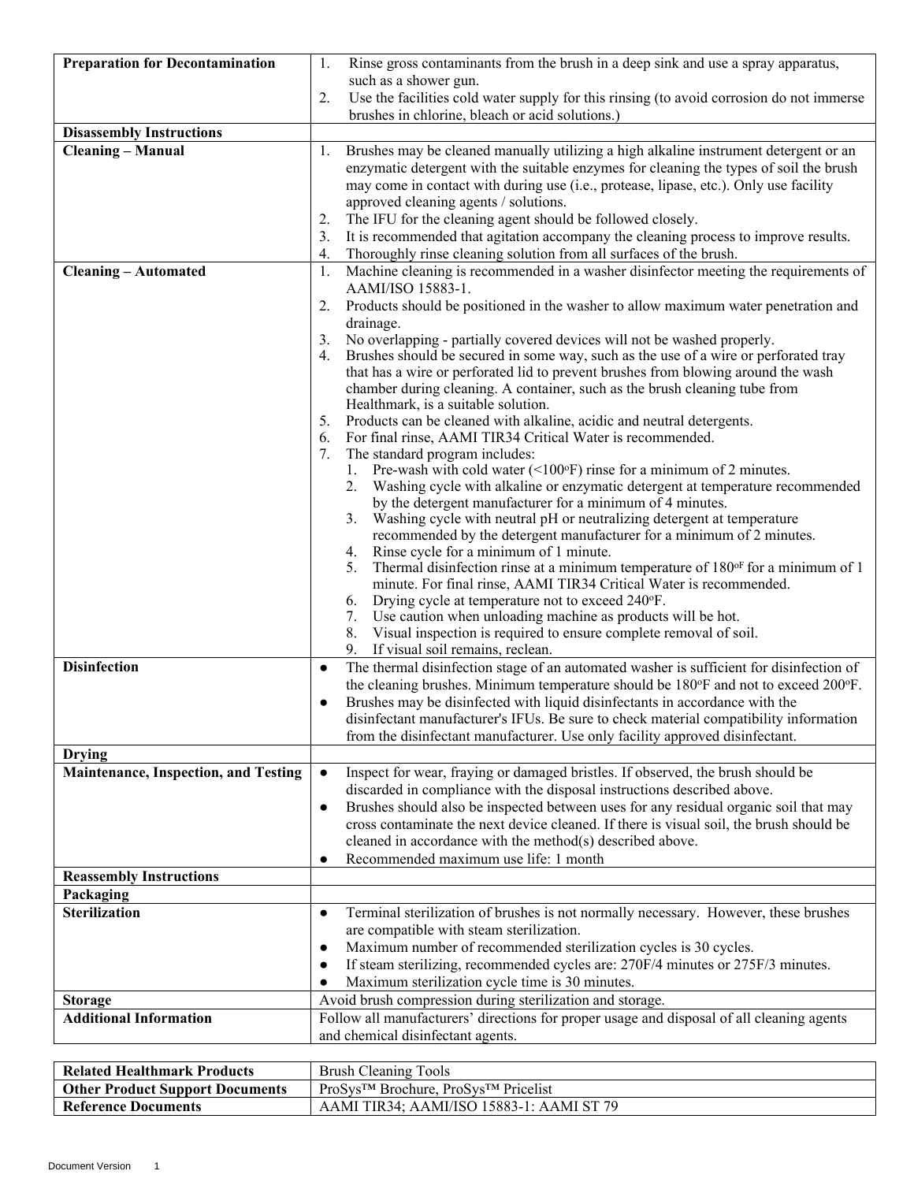| | |
|---|---|
| **Preparation for Decontamination** | 1. Rinse gross contaminants from the brush in a deep sink and use a spray apparatus, such as a shower gun.<br>2. Use the facilities cold water supply for this rinsing (to avoid corrosion do not immerse brushes in chlorine, bleach or acid solutions.) |
| **Disassembly Instructions** | |
| **Cleaning – Manual** | 1. Brushes may be cleaned manually utilizing a high alkaline instrument detergent or an enzymatic detergent with the suitable enzymes for cleaning the types of soil the brush may come in contact with during use (i.e., protease, lipase, etc.). Only use facility approved cleaning agents / solutions.<br>2. The IFU for the cleaning agent should be followed closely.<br>3. It is recommended that agitation accompany the cleaning process to improve results.<br>4. Thoroughly rinse cleaning solution from all surfaces of the brush. |
| **Cleaning – Automated** | 1. Machine cleaning is recommended in a washer disinfector meeting the requirements of AAMI/ISO 15883-1.<br>2. Products should be positioned in the washer to allow maximum water penetration and drainage.<br>3. No overlapping - partially covered devices will not be washed properly.<br>4. Brushes should be secured in some way, such as the use of a wire or perforated tray that has a wire or perforated lid to prevent brushes from blowing around the wash chamber during cleaning. A container, such as the brush cleaning tube from Healthmark, is a suitable solution.<br>5. Products can be cleaned with alkaline, acidic and neutral detergents.<br>6. For final rinse, AAMI TIR34 Critical Water is recommended.<br>7. The standard program includes:<br>&nbsp;&nbsp;1. Pre-wash with cold water (<100°F) rinse for a minimum of 2 minutes.<br>&nbsp;&nbsp;2. Washing cycle with alkaline or enzymatic detergent at temperature recommended by the detergent manufacturer for a minimum of 4 minutes.<br>&nbsp;&nbsp;3. Washing cycle with neutral pH or neutralizing detergent at temperature recommended by the detergent manufacturer for a minimum of 2 minutes.<br>&nbsp;&nbsp;4. Rinse cycle for a minimum of 1 minute.<br>&nbsp;&nbsp;5. Thermal disinfection rinse at a minimum temperature of 180°F for a minimum of 1 minute. For final rinse, AAMI TIR34 Critical Water is recommended.<br>&nbsp;&nbsp;6. Drying cycle at temperature not to exceed 240°F.<br>&nbsp;&nbsp;7. Use caution when unloading machine as products will be hot.<br>&nbsp;&nbsp;8. Visual inspection is required to ensure complete removal of soil.<br>&nbsp;&nbsp;9. If visual soil remains, reclean. |
| **Disinfection** | ● The thermal disinfection stage of an automated washer is sufficient for disinfection of the cleaning brushes. Minimum temperature should be 180°F and not to exceed 200°F.<br>● Brushes may be disinfected with liquid disinfectants in accordance with the disinfectant manufacturer's IFUs. Be sure to check material compatibility information from the disinfectant manufacturer. Use only facility approved disinfectant. |
| **Drying** | |
| **Maintenance, Inspection, and Testing** | ● Inspect for wear, fraying or damaged bristles. If observed, the brush should be discarded in compliance with the disposal instructions described above.<br>● Brushes should also be inspected between uses for any residual organic soil that may cross contaminate the next device cleaned. If there is visual soil, the brush should be cleaned in accordance with the method(s) described above.<br>● Recommended maximum use life: 1 month |
| **Reassembly Instructions** | |
| **Packaging** | |
| **Sterilization** | ● Terminal sterilization of brushes is not normally necessary. However, these brushes are compatible with steam sterilization.<br>● Maximum number of recommended sterilization cycles is 30 cycles.<br>● If steam sterilizing, recommended cycles are: 270F/4 minutes or 275F/3 minutes.<br>● Maximum sterilization cycle time is 30 minutes. |
| **Storage** | Avoid brush compression during sterilization and storage. |
| **Additional Information** | Follow all manufacturers' directions for proper usage and disposal of all cleaning agents and chemical disinfectant agents. |

| | |
|---|---|
| **Related Healthmark Products** | Brush Cleaning Tools |
| **Other Product Support Documents** | ProSys™ Brochure, ProSys™ Pricelist |
| **Reference Documents** | AAMI TIR34; AAMI/ISO 15883-1: AAMI ST 79 |

Document Version 1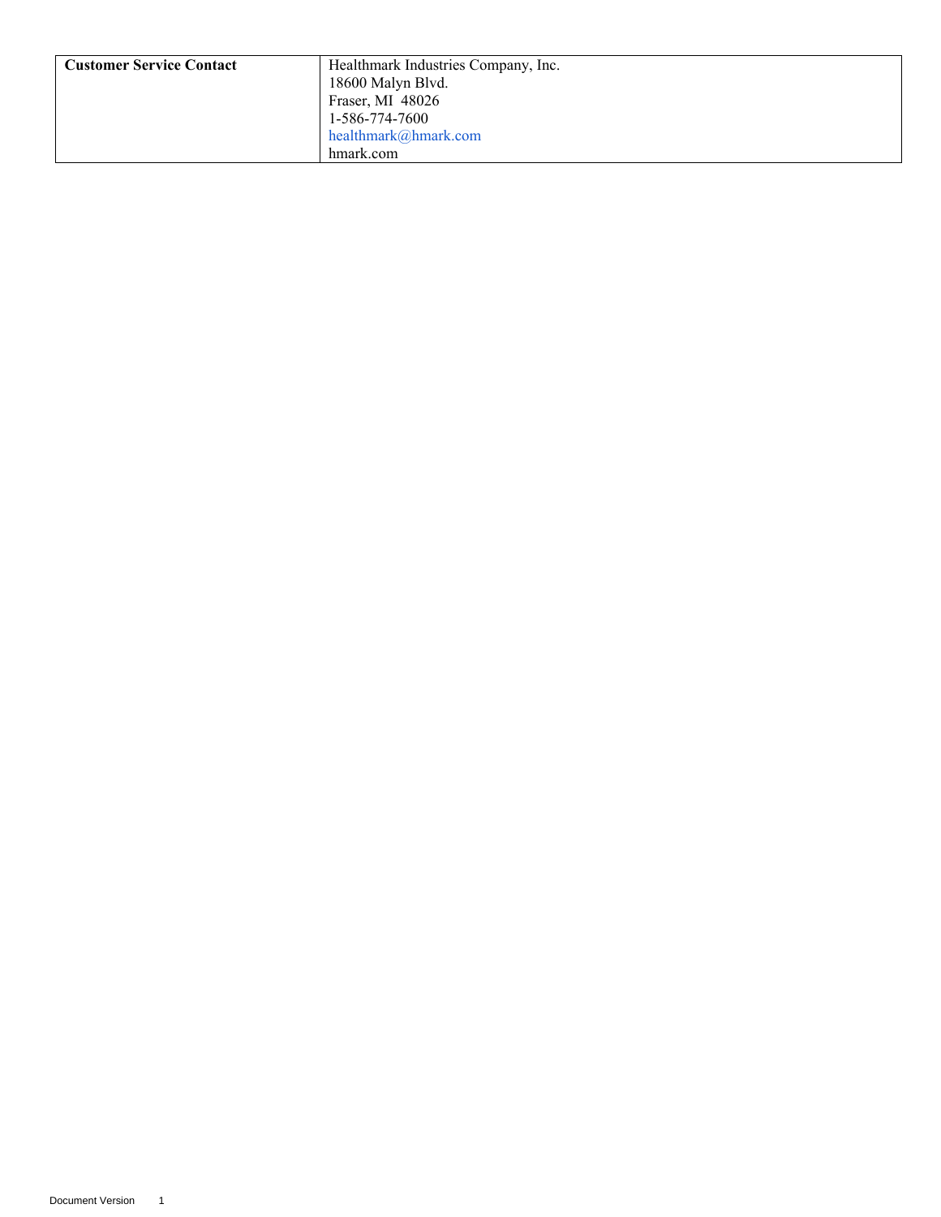| | |
|---|---|
| **Customer Service Contact** | Healthmark Industries Company, Inc.<br>18600 Malyn Blvd.<br>Fraser, MI  48026<br>1-586-774-7600<br>healthmark@hmark.com<br>hmark.com |

Document Version 1